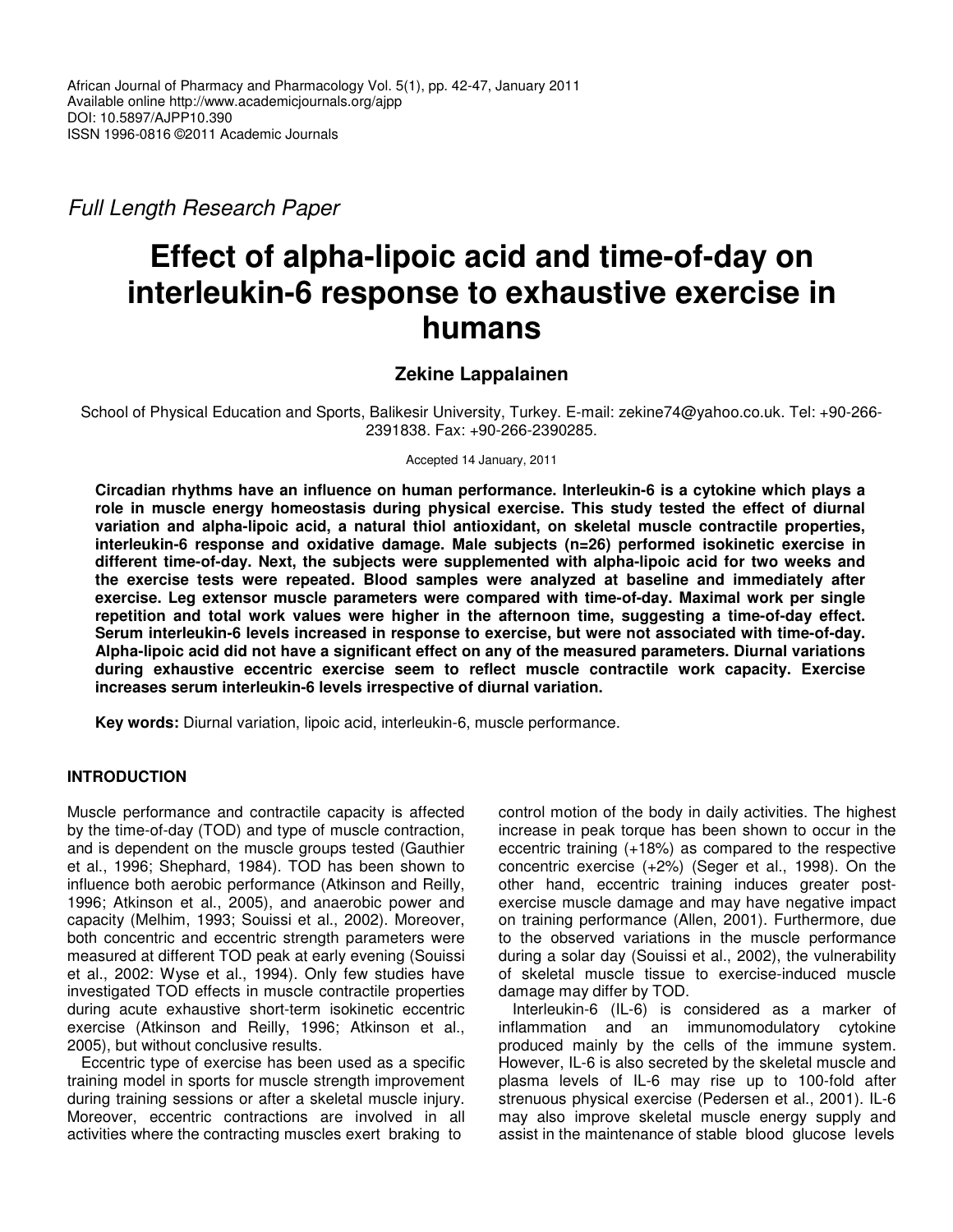African Journal of Pharmacy and Pharmacology Vol. 5(1), pp. 42-47, January 2011
Available online http://www.academicjournals.org/ajpp
DOI: 10.5897/AJPP10.390
ISSN 1996-0816 ©2011 Academic Journals

*Full Length Research Paper*

# Effect of alpha-lipoic acid and time-of-day on interleukin-6 response to exhaustive exercise in humans

**Zekine Lappalainen**

School of Physical Education and Sports, Balikesir University, Turkey. E-mail: zekine74@yahoo.co.uk. Tel: +90-266-2391838. Fax: +90-266-2390285.

Accepted 14 January, 2011

**Circadian rhythms have an influence on human performance. Interleukin-6 is a cytokine which plays a role in muscle energy homeostasis during physical exercise. This study tested the effect of diurnal variation and alpha-lipoic acid, a natural thiol antioxidant, on skeletal muscle contractile properties, interleukin-6 response and oxidative damage. Male subjects (n=26) performed isokinetic exercise in different time-of-day. Next, the subjects were supplemented with alpha-lipoic acid for two weeks and the exercise tests were repeated. Blood samples were analyzed at baseline and immediately after exercise. Leg extensor muscle parameters were compared with time-of-day. Maximal work per single repetition and total work values were higher in the afternoon time, suggesting a time-of-day effect. Serum interleukin-6 levels increased in response to exercise, but were not associated with time-of-day. Alpha-lipoic acid did not have a significant effect on any of the measured parameters. Diurnal variations during exhaustive eccentric exercise seem to reflect muscle contractile work capacity. Exercise increases serum interleukin-6 levels irrespective of diurnal variation.**

**Key words:** Diurnal variation, lipoic acid, interleukin-6, muscle performance.

## INTRODUCTION

Muscle performance and contractile capacity is affected by the time-of-day (TOD) and type of muscle contraction, and is dependent on the muscle groups tested (Gauthier et al., 1996; Shephard, 1984). TOD has been shown to influence both aerobic performance (Atkinson and Reilly, 1996; Atkinson et al., 2005), and anaerobic power and capacity (Melhim, 1993; Souissi et al., 2002). Moreover, both concentric and eccentric strength parameters were measured at different TOD peak at early evening (Souissi et al., 2002: Wyse et al., 1994). Only few studies have investigated TOD effects in muscle contractile properties during acute exhaustive short-term isokinetic eccentric exercise (Atkinson and Reilly, 1996; Atkinson et al., 2005), but without conclusive results.

Eccentric type of exercise has been used as a specific training model in sports for muscle strength improvement during training sessions or after a skeletal muscle injury. Moreover, eccentric contractions are involved in all activities where the contracting muscles exert braking to control motion of the body in daily activities. The highest increase in peak torque has been shown to occur in the eccentric training (+18%) as compared to the respective concentric exercise (+2%) (Seger et al., 1998). On the other hand, eccentric training induces greater post-exercise muscle damage and may have negative impact on training performance (Allen, 2001). Furthermore, due to the observed variations in the muscle performance during a solar day (Souissi et al., 2002), the vulnerability of skeletal muscle tissue to exercise-induced muscle damage may differ by TOD.

Interleukin-6 (IL-6) is considered as a marker of inflammation and an immunomodulatory cytokine produced mainly by the cells of the immune system. However, IL-6 is also secreted by the skeletal muscle and plasma levels of IL-6 may rise up to 100-fold after strenuous physical exercise (Pedersen et al., 2001). IL-6 may also improve skeletal muscle energy supply and assist in the maintenance of stable blood glucose levels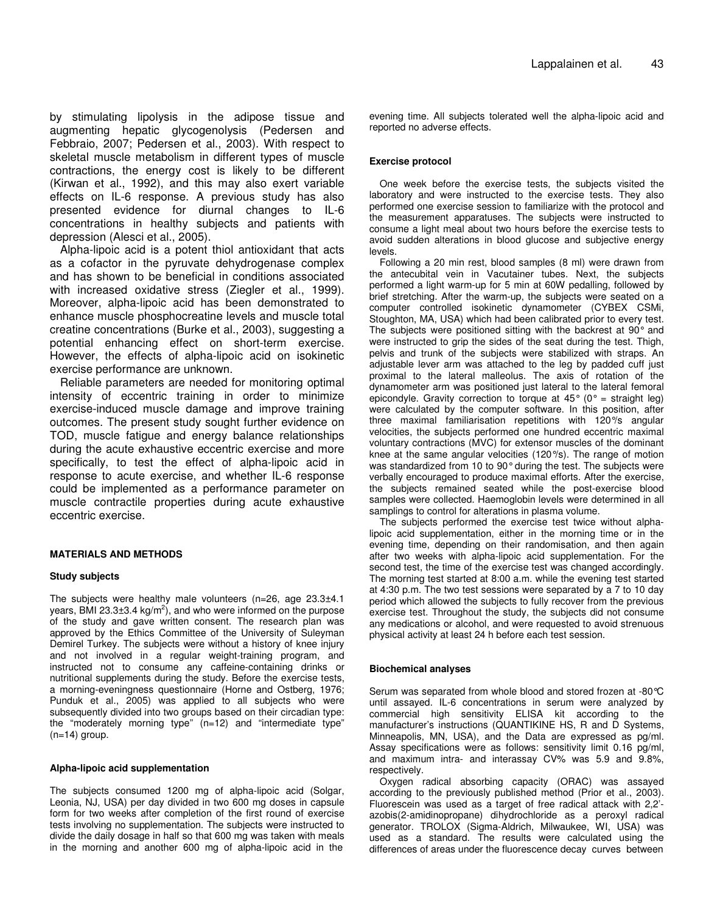by stimulating lipolysis in the adipose tissue and augmenting hepatic glycogenolysis (Pedersen and Febbraio, 2007; Pedersen et al., 2003). With respect to skeletal muscle metabolism in different types of muscle contractions, the energy cost is likely to be different (Kirwan et al., 1992), and this may also exert variable effects on IL-6 response. A previous study has also presented evidence for diurnal changes to IL-6 concentrations in healthy subjects and patients with depression (Alesci et al., 2005).

Alpha-lipoic acid is a potent thiol antioxidant that acts as a cofactor in the pyruvate dehydrogenase complex and has shown to be beneficial in conditions associated with increased oxidative stress (Ziegler et al., 1999). Moreover, alpha-lipoic acid has been demonstrated to enhance muscle phosphocreatine levels and muscle total creatine concentrations (Burke et al., 2003), suggesting a potential enhancing effect on short-term exercise. However, the effects of alpha-lipoic acid on isokinetic exercise performance are unknown.

Reliable parameters are needed for monitoring optimal intensity of eccentric training in order to minimize exercise-induced muscle damage and improve training outcomes. The present study sought further evidence on TOD, muscle fatigue and energy balance relationships during the acute exhaustive eccentric exercise and more specifically, to test the effect of alpha-lipoic acid in response to acute exercise, and whether IL-6 response could be implemented as a performance parameter on muscle contractile properties during acute exhaustive eccentric exercise.

## MATERIALS AND METHODS

### Study subjects

The subjects were healthy male volunteers (n=26, age 23.3±4.1 years, BMI 23.3±3.4 kg/m$^2$), and who were informed on the purpose of the study and gave written consent. The research plan was approved by the Ethics Committee of the University of Suleyman Demirel Turkey. The subjects were without a history of knee injury and not involved in a regular weight-training program, and instructed not to consume any caffeine-containing drinks or nutritional supplements during the study. Before the exercise tests, a morning-eveningness questionnaire (Horne and Ostberg, 1976; Punduk et al., 2005) was applied to all subjects who were subsequently divided into two groups based on their circadian type: the "moderately morning type" (n=12) and "intermediate type" (n=14) group.

### Alpha-lipoic acid supplementation

The subjects consumed 1200 mg of alpha-lipoic acid (Solgar, Leonia, NJ, USA) per day divided in two 600 mg doses in capsule form for two weeks after completion of the first round of exercise tests involving no supplementation. The subjects were instructed to divide the daily dosage in half so that 600 mg was taken with meals in the morning and another 600 mg of alpha-lipoic acid in the evening time. All subjects tolerated well the alpha-lipoic acid and reported no adverse effects.

### Exercise protocol

One week before the exercise tests, the subjects visited the laboratory and were instructed to the exercise tests. They also performed one exercise session to familiarize with the protocol and the measurement apparatuses. The subjects were instructed to consume a light meal about two hours before the exercise tests to avoid sudden alterations in blood glucose and subjective energy levels.

Following a 20 min rest, blood samples (8 ml) were drawn from the antecubital vein in Vacutainer tubes. Next, the subjects performed a light warm-up for 5 min at 60W pedalling, followed by brief stretching. After the warm-up, the subjects were seated on a computer controlled isokinetic dynamometer (CYBEX CSMi, Stoughton, MA, USA) which had been calibrated prior to every test. The subjects were positioned sitting with the backrest at 90° and were instructed to grip the sides of the seat during the test. Thigh, pelvis and trunk of the subjects were stabilized with straps. An adjustable lever arm was attached to the leg by padded cuff just proximal to the lateral malleolus. The axis of rotation of the dynamometer arm was positioned just lateral to the lateral femoral epicondyle. Gravity correction to torque at 45° (0° = straight leg) were calculated by the computer software. In this position, after three maximal familiarisation repetitions with 120°/s angular velocities, the subjects performed one hundred eccentric maximal voluntary contractions (MVC) for extensor muscles of the dominant knee at the same angular velocities (120°/s). The range of motion was standardized from 10 to 90° during the test. The subjects were verbally encouraged to produce maximal efforts. After the exercise, the subjects remained seated while the post-exercise blood samples were collected. Haemoglobin levels were determined in all samplings to control for alterations in plasma volume.

The subjects performed the exercise test twice without alpha-lipoic acid supplementation, either in the morning time or in the evening time, depending on their randomisation, and then again after two weeks with alpha-lipoic acid supplementation. For the second test, the time of the exercise test was changed accordingly. The morning test started at 8:00 a.m. while the evening test started at 4:30 p.m. The two test sessions were separated by a 7 to 10 day period which allowed the subjects to fully recover from the previous exercise test. Throughout the study, the subjects did not consume any medications or alcohol, and were requested to avoid strenuous physical activity at least 24 h before each test session.

### Biochemical analyses

Serum was separated from whole blood and stored frozen at -80°C until assayed. IL-6 concentrations in serum were analyzed by commercial high sensitivity ELISA kit according to the manufacturer's instructions (QUANTIKINE HS, R and D Systems, Minneapolis, MN, USA), and the Data are expressed as pg/ml. Assay specifications were as follows: sensitivity limit 0.16 pg/ml, and maximum intra- and interassay CV% was 5.9 and 9.8%, respecitively.

Oxygen radical absorbing capacity (ORAC) was assayed according to the previously published method (Prior et al., 2003). Fluorescein was used as a target of free radical attack with 2,2'-azobis(2-amidinopropane) dihydrochloride as a peroxyl radical generator. TROLOX (Sigma-Aldrich, Milwaukee, WI, USA) was used as a standard. The results were calculated using the differences of areas under the fluorescence decay curves between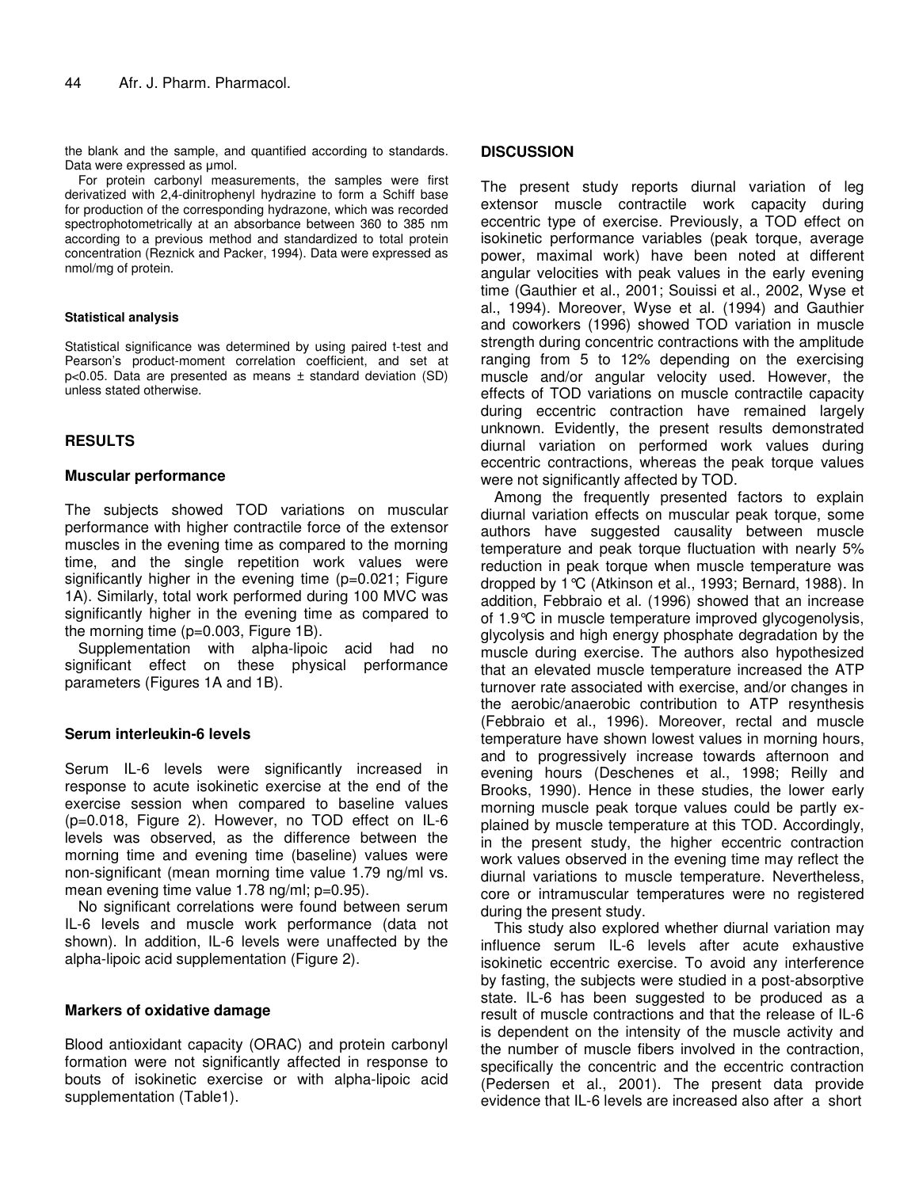the blank and the sample, and quantified according to standards. Data were expressed as µmol.

For protein carbonyl measurements, the samples were first derivatized with 2,4-dinitrophenyl hydrazine to form a Schiff base for production of the corresponding hydrazone, which was recorded spectrophotometrically at an absorbance between 360 to 385 nm according to a previous method and standardized to total protein concentration (Reznick and Packer, 1994). Data were expressed as nmol/mg of protein.

#### Statistical analysis

Statistical significance was determined by using paired t-test and Pearson's product-moment correlation coefficient, and set at $p<0.05$. Data are presented as means ± standard deviation (SD) unless stated otherwise.

## RESULTS

### Muscular performance

The subjects showed TOD variations on muscular performance with higher contractile force of the extensor muscles in the evening time as compared to the morning time, and the single repetition work values were significantly higher in the evening time ($p=0.021$; Figure 1A). Similarly, total work performed during 100 MVC was significantly higher in the evening time as compared to the morning time ($p=0.003$, Figure 1B).

Supplementation with alpha-lipoic acid had no significant effect on these physical performance parameters (Figures 1A and 1B).

### Serum interleukin-6 levels

Serum IL-6 levels were significantly increased in response to acute isokinetic exercise at the end of the exercise session when compared to baseline values ($p=0.018$, Figure 2). However, no TOD effect on IL-6 levels was observed, as the difference between the morning time and evening time (baseline) values were non-significant (mean morning time value 1.79 ng/ml vs. mean evening time value 1.78 ng/ml; $p=0.95$).

No significant correlations were found between serum IL-6 levels and muscle work performance (data not shown). In addition, IL-6 levels were unaffected by the alpha-lipoic acid supplementation (Figure 2).

### Markers of oxidative damage

Blood antioxidant capacity (ORAC) and protein carbonyl formation were not significantly affected in response to bouts of isokinetic exercise or with alpha-lipoic acid supplementation (Table1).

## DISCUSSION

The present study reports diurnal variation of leg extensor muscle contractile work capacity during eccentric type of exercise. Previously, a TOD effect on isokinetic performance variables (peak torque, average power, maximal work) have been noted at different angular velocities with peak values in the early evening time (Gauthier et al., 2001; Souissi et al., 2002, Wyse et al., 1994). Moreover, Wyse et al. (1994) and Gauthier and coworkers (1996) showed TOD variation in muscle strength during concentric contractions with the amplitude ranging from 5 to 12% depending on the exercising muscle and/or angular velocity used. However, the effects of TOD variations on muscle contractile capacity during eccentric contraction have remained largely unknown. Evidently, the present results demonstrated diurnal variation on performed work values during eccentric contractions, whereas the peak torque values were not significantly affected by TOD.

Among the frequently presented factors to explain diurnal variation effects on muscular peak torque, some authors have suggested causality between muscle temperature and peak torque fluctuation with nearly 5% reduction in peak torque when muscle temperature was dropped by 1°C (Atkinson et al., 1993; Bernard, 1988). In addition, Febbraio et al. (1996) showed that an increase of 1.9°C in muscle temperature improved glycogenolysis, glycolysis and high energy phosphate degradation by the muscle during exercise. The authors also hypothesized that an elevated muscle temperature increased the ATP turnover rate associated with exercise, and/or changes in the aerobic/anaerobic contribution to ATP resynthesis (Febbraio et al., 1996). Moreover, rectal and muscle temperature have shown lowest values in morning hours, and to progressively increase towards afternoon and evening hours (Deschenes et al., 1998; Reilly and Brooks, 1990). Hence in these studies, the lower early morning muscle peak torque values could be partly explained by muscle temperature at this TOD. Accordingly, in the present study, the higher eccentric contraction work values observed in the evening time may reflect the diurnal variations to muscle temperature. Nevertheless, core or intramuscular temperatures were no registered during the present study.

This study also explored whether diurnal variation may influence serum IL-6 levels after acute exhaustive isokinetic eccentric exercise. To avoid any interference by fasting, the subjects were studied in a post-absorptive state. IL-6 has been suggested to be produced as a result of muscle contractions and that the release of IL-6 is dependent on the intensity of the muscle activity and the number of muscle fibers involved in the contraction, specifically the concentric and the eccentric contraction (Pedersen et al., 2001). The present data provide evidence that IL-6 levels are increased also after a short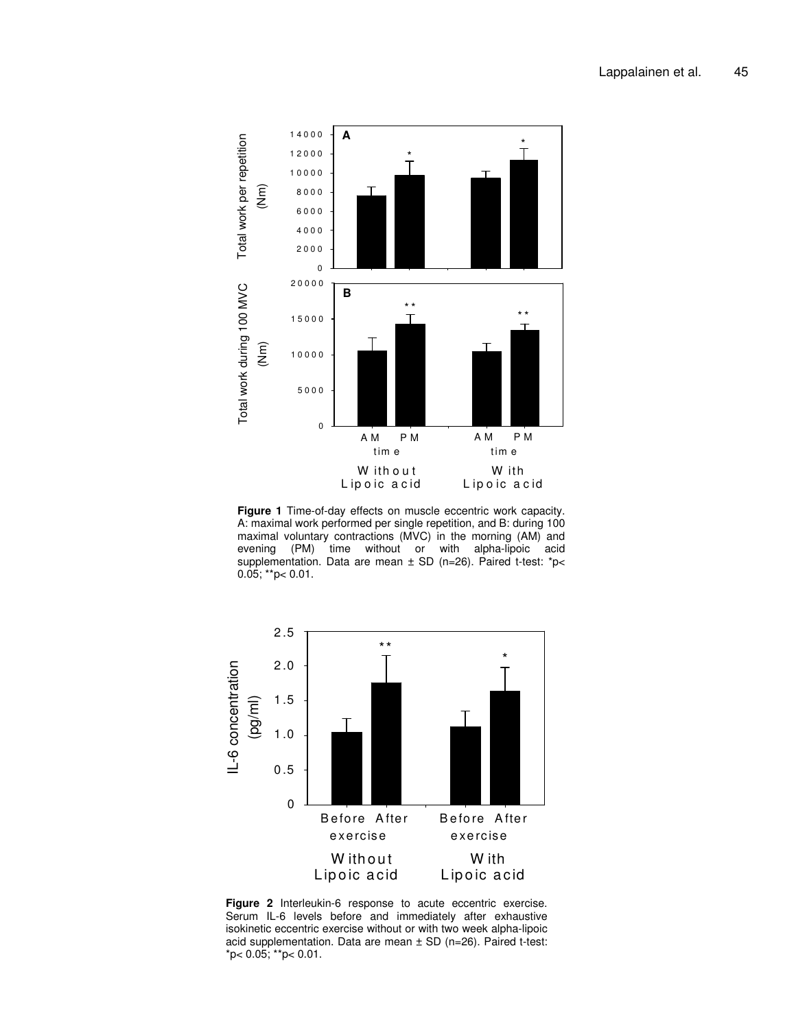**Figure 1** Time-of-day effects on muscle eccentric work capacity. A: maximal work performed per single repetition, and B: during 100 maximal voluntary contractions (MVC) in the morning (AM) and evening (PM) time without or with alpha-lipoic acid supplementation. Data are mean ± SD (n=26). Paired t-test: *p< 0.05; **p< 0.01.

**Figure 2** Interleukin-6 response to acute eccentric exercise. Serum IL-6 levels before and immediately after exhaustive isokinetic eccentric exercise without or with two week alpha-lipoic acid supplementation. Data are mean ± SD (n=26). Paired t-test: *p< 0.05; **p< 0.01.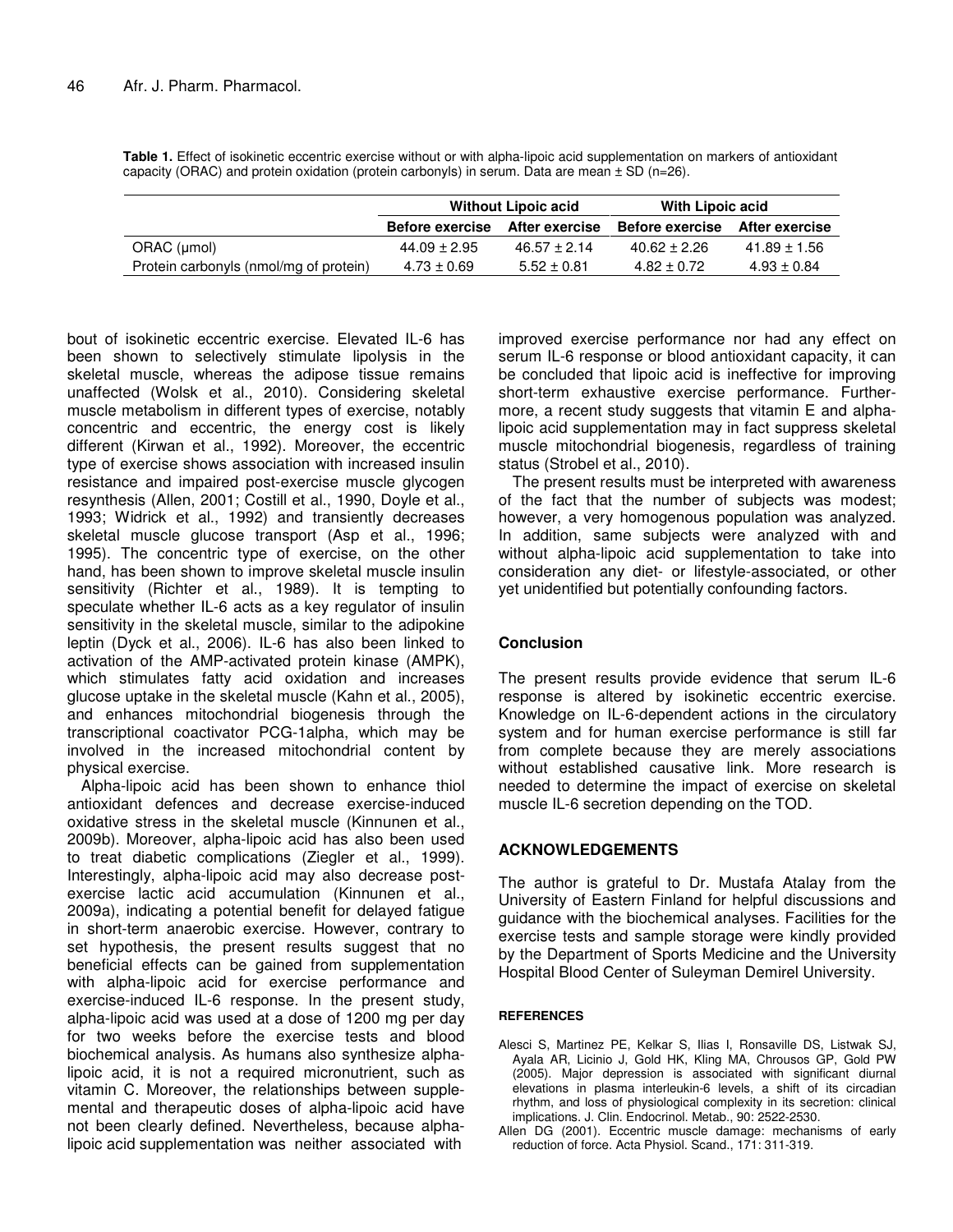**Table 1.** Effect of isokinetic eccentric exercise without or with alpha-lipoic acid supplementation on markers of antioxidant capacity (ORAC) and protein oxidation (protein carbonyls) in serum. Data are mean ± SD (n=26).

| | Without Lipoic acid | | With Lipoic acid | |
|---|---|---|---|---|
| | Before exercise | After exercise | Before exercise | After exercise |
| ORAC (µmol) | 44.09 ± 2.95 | 46.57 ± 2.14 | 40.62 ± 2.26 | 41.89 ± 1.56 |
| Protein carbonyls (nmol/mg of protein) | 4.73 ± 0.69 | 5.52 ± 0.81 | 4.82 ± 0.72 | 4.93 ± 0.84 |

bout of isokinetic eccentric exercise. Elevated IL-6 has been shown to selectively stimulate lipolysis in the skeletal muscle, whereas the adipose tissue remains unaffected (Wolsk et al., 2010). Considering skeletal muscle metabolism in different types of exercise, notably concentric and eccentric, the energy cost is likely different (Kirwan et al., 1992). Moreover, the eccentric type of exercise shows association with increased insulin resistance and impaired post-exercise muscle glycogen resynthesis (Allen, 2001; Costill et al., 1990, Doyle et al., 1993; Widrick et al., 1992) and transiently decreases skeletal muscle glucose transport (Asp et al., 1996; 1995). The concentric type of exercise, on the other hand, has been shown to improve skeletal muscle insulin sensitivity (Richter et al., 1989). It is tempting to speculate whether IL-6 acts as a key regulator of insulin sensitivity in the skeletal muscle, similar to the adipokine leptin (Dyck et al., 2006). IL-6 has also been linked to activation of the AMP-activated protein kinase (AMPK), which stimulates fatty acid oxidation and increases glucose uptake in the skeletal muscle (Kahn et al., 2005), and enhances mitochondrial biogenesis through the transcriptional coactivator PCG-1alpha, which may be involved in the increased mitochondrial content by physical exercise.

Alpha-lipoic acid has been shown to enhance thiol antioxidant defences and decrease exercise-induced oxidative stress in the skeletal muscle (Kinnunen et al., 2009b). Moreover, alpha-lipoic acid has also been used to treat diabetic complications (Ziegler et al., 1999). Interestingly, alpha-lipoic acid may also decrease post-exercise lactic acid accumulation (Kinnunen et al., 2009a), indicating a potential benefit for delayed fatigue in short-term anaerobic exercise. However, contrary to set hypothesis, the present results suggest that no beneficial effects can be gained from supplementation with alpha-lipoic acid for exercise performance and exercise-induced IL-6 response. In the present study, alpha-lipoic acid was used at a dose of 1200 mg per day for two weeks before the exercise tests and blood biochemical analysis. As humans also synthesize alpha-lipoic acid, it is not a required micronutrient, such as vitamin C. Moreover, the relationships between supplemental and therapeutic doses of alpha-lipoic acid have not been clearly defined. Nevertheless, because alpha-lipoic acid supplementation was neither associated with improved exercise performance nor had any effect on serum IL-6 response or blood antioxidant capacity, it can be concluded that lipoic acid is ineffective for improving short-term exhaustive exercise performance. Furthermore, a recent study suggests that vitamin E and alpha-lipoic acid supplementation may in fact suppress skeletal muscle mitochondrial biogenesis, regardless of training status (Strobel et al., 2010).

The present results must be interpreted with awareness of the fact that the number of subjects was modest; however, a very homogenous population was analyzed. In addition, same subjects were analyzed with and without alpha-lipoic acid supplementation to take into consideration any diet- or lifestyle-associated, or other yet unidentified but potentially confounding factors.

## Conclusion

The present results provide evidence that serum IL-6 response is altered by isokinetic eccentric exercise. Knowledge on IL-6-dependent actions in the circulatory system and for human exercise performance is still far from complete because they are merely associations without established causative link. More research is needed to determine the impact of exercise on skeletal muscle IL-6 secretion depending on the TOD.

## ACKNOWLEDGEMENTS

The author is grateful to Dr. Mustafa Atalay from the University of Eastern Finland for helpful discussions and guidance with the biochemical analyses. Facilities for the exercise tests and sample storage were kindly provided by the Department of Sports Medicine and the University Hospital Blood Center of Suleyman Demirel University.

## REFERENCES

Alesci S, Martinez PE, Kelkar S, Ilias I, Ronsaville DS, Listwak SJ, Ayala AR, Licinio J, Gold HK, Kling MA, Chrousos GP, Gold PW (2005). Major depression is associated with significant diurnal elevations in plasma interleukin-6 levels, a shift of its circadian rhythm, and loss of physiological complexity in its secretion: clinical implications. J. Clin. Endocrinol. Metab., 90: 2522-2530.

Allen DG (2001). Eccentric muscle damage: mechanisms of early reduction of force. Acta Physiol. Scand., 171: 311-319.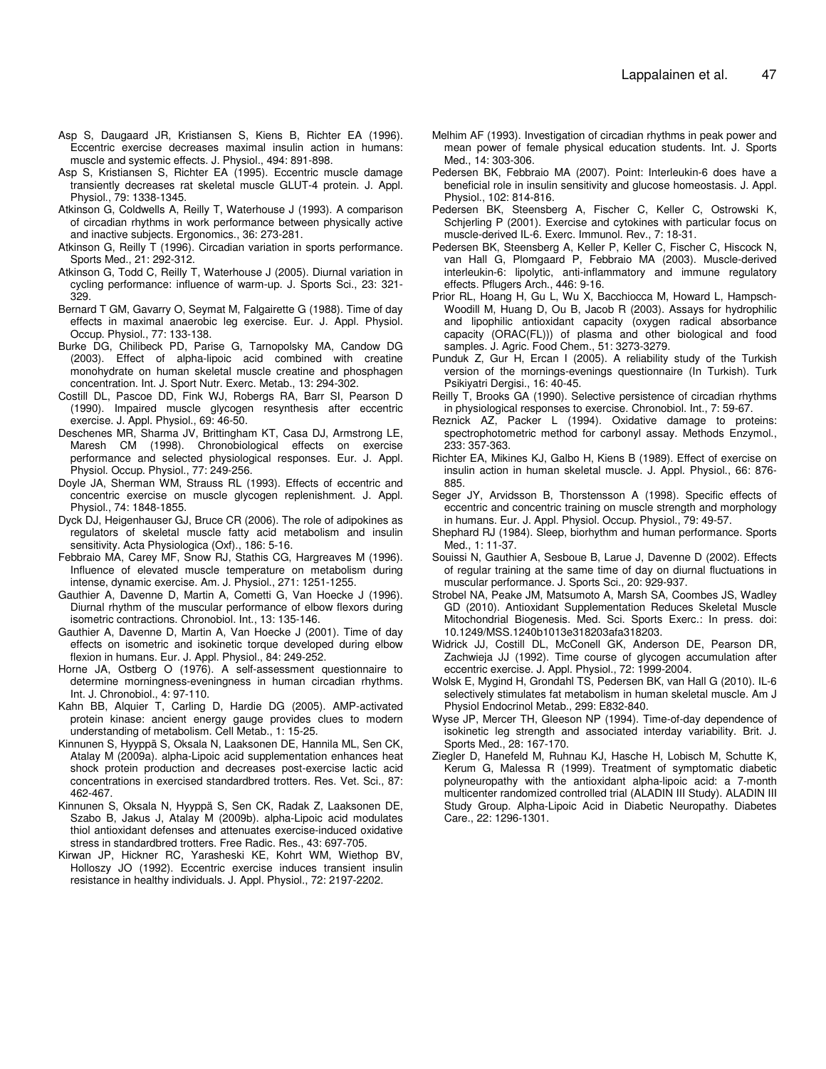Asp S, Daugaard JR, Kristiansen S, Kiens B, Richter EA (1996). Eccentric exercise decreases maximal insulin action in humans: muscle and systemic effects. J. Physiol., 494: 891-898.

Asp S, Kristiansen S, Richter EA (1995). Eccentric muscle damage transiently decreases rat skeletal muscle GLUT-4 protein. J. Appl. Physiol., 79: 1338-1345.

Atkinson G, Coldwells A, Reilly T, Waterhouse J (1993). A comparison of circadian rhythms in work performance between physically active and inactive subjects. Ergonomics., 36: 273-281.

Atkinson G, Reilly T (1996). Circadian variation in sports performance. Sports Med., 21: 292-312.

Atkinson G, Todd C, Reilly T, Waterhouse J (2005). Diurnal variation in cycling performance: influence of warm-up. J. Sports Sci., 23: 321-329.

Bernard T GM, Gavarry O, Seymat M, Falgairette G (1988). Time of day effects in maximal anaerobic leg exercise. Eur. J. Appl. Physiol. Occup. Physiol., 77: 133-138.

Burke DG, Chilibeck PD, Parise G, Tarnopolsky MA, Candow DG (2003). Effect of alpha-lipoic acid combined with creatine monohydrate on human skeletal muscle creatine and phosphagen concentration. Int. J. Sport Nutr. Exerc. Metab., 13: 294-302.

Costill DL, Pascoe DD, Fink WJ, Robergs RA, Barr SI, Pearson D (1990). Impaired muscle glycogen resynthesis after eccentric exercise. J. Appl. Physiol., 69: 46-50.

Deschenes MR, Sharma JV, Brittingham KT, Casa DJ, Armstrong LE, Maresh CM (1998). Chronobiological effects on exercise performance and selected physiological responses. Eur. J. Appl. Physiol. Occup. Physiol., 77: 249-256.

Doyle JA, Sherman WM, Strauss RL (1993). Effects of eccentric and concentric exercise on muscle glycogen replenishment. J. Appl. Physiol., 74: 1848-1855.

Dyck DJ, Heigenhauser GJ, Bruce CR (2006). The role of adipokines as regulators of skeletal muscle fatty acid metabolism and insulin sensitivity. Acta Physiologica (Oxf)., 186: 5-16.

Febbraio MA, Carey MF, Snow RJ, Stathis CG, Hargreaves M (1996). Influence of elevated muscle temperature on metabolism during intense, dynamic exercise. Am. J. Physiol., 271: 1251-1255.

Gauthier A, Davenne D, Martin A, Cometti G, Van Hoecke J (1996). Diurnal rhythm of the muscular performance of elbow flexors during isometric contractions. Chronobiol. Int., 13: 135-146.

Gauthier A, Davenne D, Martin A, Van Hoecke J (2001). Time of day effects on isometric and isokinetic torque developed during elbow flexion in humans. Eur. J. Appl. Physiol., 84: 249-252.

Horne JA, Ostberg O (1976). A self-assessment questionnaire to determine morningness-eveningness in human circadian rhythms. Int. J. Chronobiol., 4: 97-110.

Kahn BB, Alquier T, Carling D, Hardie DG (2005). AMP-activated protein kinase: ancient energy gauge provides clues to modern understanding of metabolism. Cell Metab., 1: 15-25.

Kinnunen S, Hyyppä S, Oksala N, Laaksonen DE, Hannila ML, Sen CK, Atalay M (2009a). alpha-Lipoic acid supplementation enhances heat shock protein production and decreases post-exercise lactic acid concentrations in exercised standardbred trotters. Res. Vet. Sci., 87: 462-467.

Kinnunen S, Oksala N, Hyyppä S, Sen CK, Radak Z, Laaksonen DE, Szabo B, Jakus J, Atalay M (2009b). alpha-Lipoic acid modulates thiol antioxidant defenses and attenuates exercise-induced oxidative stress in standardbred trotters. Free Radic. Res., 43: 697-705.

Kirwan JP, Hickner RC, Yarasheski KE, Kohrt WM, Wiethop BV, Holloszy JO (1992). Eccentric exercise induces transient insulin resistance in healthy individuals. J. Appl. Physiol., 72: 2197-2202.

Melhim AF (1993). Investigation of circadian rhythms in peak power and mean power of female physical education students. Int. J. Sports Med., 14: 303-306.

Pedersen BK, Febbraio MA (2007). Point: Interleukin-6 does have a beneficial role in insulin sensitivity and glucose homeostasis. J. Appl. Physiol., 102: 814-816.

Pedersen BK, Steensberg A, Fischer C, Keller C, Ostrowski K, Schjerling P (2001). Exercise and cytokines with particular focus on muscle-derived IL-6. Exerc. Immunol. Rev., 7: 18-31.

Pedersen BK, Steensberg A, Keller P, Keller C, Fischer C, Hiscock N, van Hall G, Plomgaard P, Febbraio MA (2003). Muscle-derived interleukin-6: lipolytic, anti-inflammatory and immune regulatory effects. Pflugers Arch., 446: 9-16.

Prior RL, Hoang H, Gu L, Wu X, Bacchiocca M, Howard L, Hampsch-Woodill M, Huang D, Ou B, Jacob R (2003). Assays for hydrophilic and lipophilic antioxidant capacity (oxygen radical absorbance capacity (ORAC(FL))) of plasma and other biological and food samples. J. Agric. Food Chem., 51: 3273-3279.

Punduk Z, Gur H, Ercan I (2005). A reliability study of the Turkish version of the mornings-evenings questionnaire (In Turkish). Turk Psikiyatri Dergisi., 16: 40-45.

Reilly T, Brooks GA (1990). Selective persistence of circadian rhythms in physiological responses to exercise. Chronobiol. Int., 7: 59-67.

Reznick AZ, Packer L (1994). Oxidative damage to proteins: spectrophotometric method for carbonyl assay. Methods Enzymol., 233: 357-363.

Richter EA, Mikines KJ, Galbo H, Kiens B (1989). Effect of exercise on insulin action in human skeletal muscle. J. Appl. Physiol., 66: 876-885.

Seger JY, Arvidsson B, Thorstensson A (1998). Specific effects of eccentric and concentric training on muscle strength and morphology in humans. Eur. J. Appl. Physiol. Occup. Physiol., 79: 49-57.

Shephard RJ (1984). Sleep, biorhythm and human performance. Sports Med., 1: 11-37.

Souissi N, Gauthier A, Sesboue B, Larue J, Davenne D (2002). Effects of regular training at the same time of day on diurnal fluctuations in muscular performance. J. Sports Sci., 20: 929-937.

Strobel NA, Peake JM, Matsumoto A, Marsh SA, Coombes JS, Wadley GD (2010). Antioxidant Supplementation Reduces Skeletal Muscle Mitochondrial Biogenesis. Med. Sci. Sports Exerc.: In press. doi: 10.1249/MSS.1240b1013e318203afa318203.

Widrick JJ, Costill DL, McConell GK, Anderson DE, Pearson DR, Zachwieja JJ (1992). Time course of glycogen accumulation after eccentric exercise. J. Appl. Physiol., 72: 1999-2004.

Wolsk E, Mygind H, Grondahl TS, Pedersen BK, van Hall G (2010). IL-6 selectively stimulates fat metabolism in human skeletal muscle. Am J Physiol Endocrinol Metab., 299: E832-840.

Wyse JP, Mercer TH, Gleeson NP (1994). Time-of-day dependence of isokinetic leg strength and associated interday variability. Brit. J. Sports Med., 28: 167-170.

Ziegler D, Hanefeld M, Ruhnau KJ, Hasche H, Lobisch M, Schutte K, Kerum G, Malessa R (1999). Treatment of symptomatic diabetic polyneuropathy with the antioxidant alpha-lipoic acid: a 7-month multicenter randomized controlled trial (ALADIN III Study). ALADIN III Study Group. Alpha-Lipoic Acid in Diabetic Neuropathy. Diabetes Care., 22: 1296-1301.